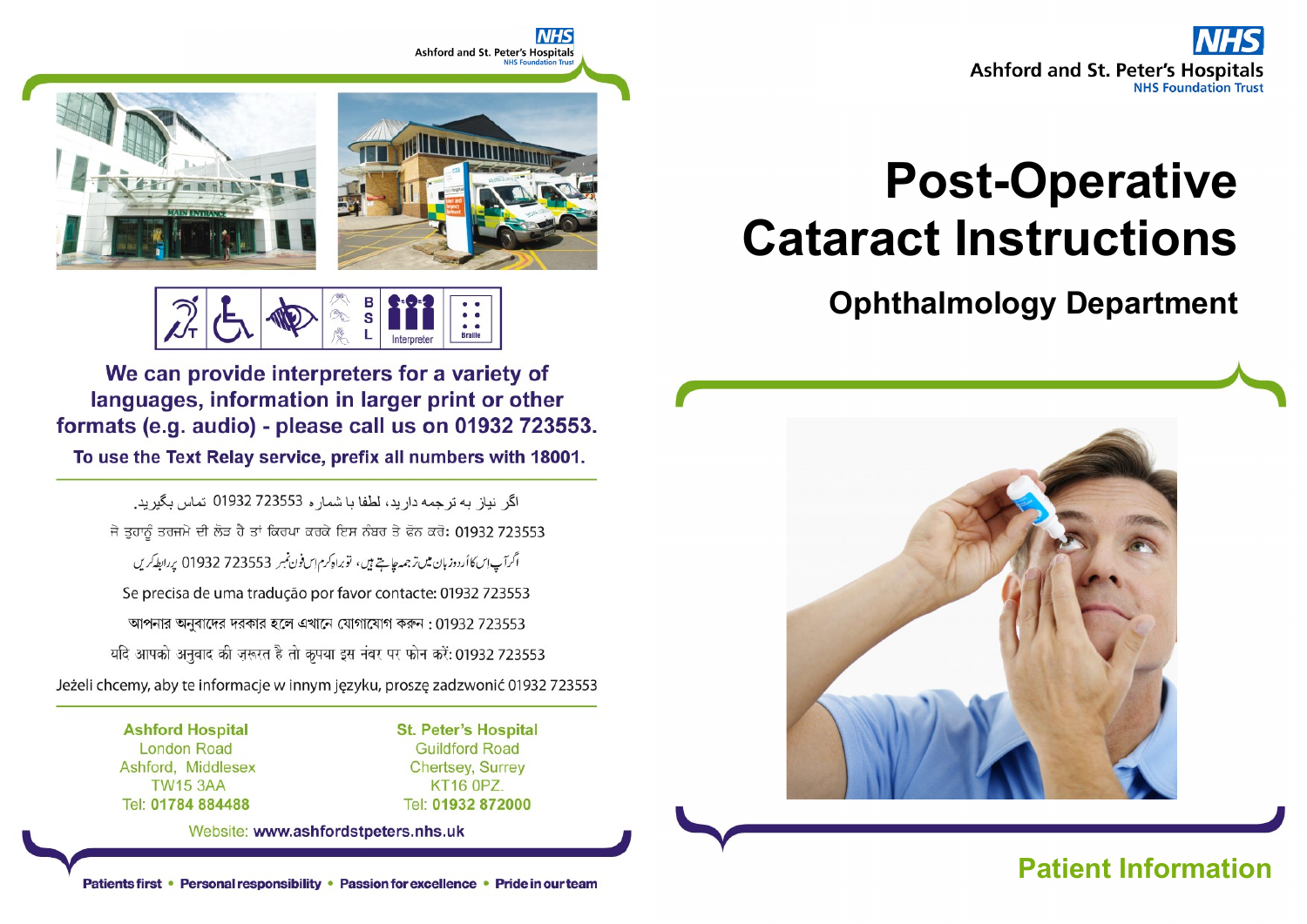We can provide interpreters for a variety of languages, information in larger print or other formats (e.g. audio) - please call us on 01932 723553.

**To use the Text Relay service, prefix all numbers with 18001.**

اگر نیاز به ترجمه دارید، لطفا با شماره 01932 723553 تماس بگیرید.

ਜੇ ਤੁਹਾਨੂੰ ਤਰਜਮੇ ਦੀ ਲੋੜ ਹੈ ਤਾਂ ਕਿਰਪਾ ਕਰਕੇ ਇਸ ਨੰਬਰ ਤੇ ਫੋਨ ਕਰੋ: 01932 723553

اگر آپ اس کا اُردو زبان میں ترجمہ چاہتے ہیں، تو براہ کرم اس فون نمبر 01932 723553 پر رابطہ کریں

Se precisa de uma tradução por favor contacte: 01932 723553

আপনার অনুবাদের দরকার হলে এখানে যোগাযোগ করুন : 01932 723553

यदि आपको अनुवाद की ज़रूरत है तो कृपया इस नंबर पर फोन करें: 01932 723553

Jeżeli chcemy, aby te informacje w innym języku, proszę zadzwonić 01932 723553

**Ashford Hospital**
London Road
Ashford, Middlesex
TW15 3AA
Tel: **01784 884488**

**St. Peter's Hospital**
Guildford Road
Chertsey, Surrey
KT16 0PZ.
Tel: **01932 872000**

Website: **www.ashfordstpeters.nhs.uk**

**Patients first • Personal responsibility • Passion for excellence • Pride in our team**

NHS
Ashford and St. Peter's Hospitals
NHS Foundation Trust

# Post-Operative Cataract Instructions

## Ophthalmology Department

**Patient Information**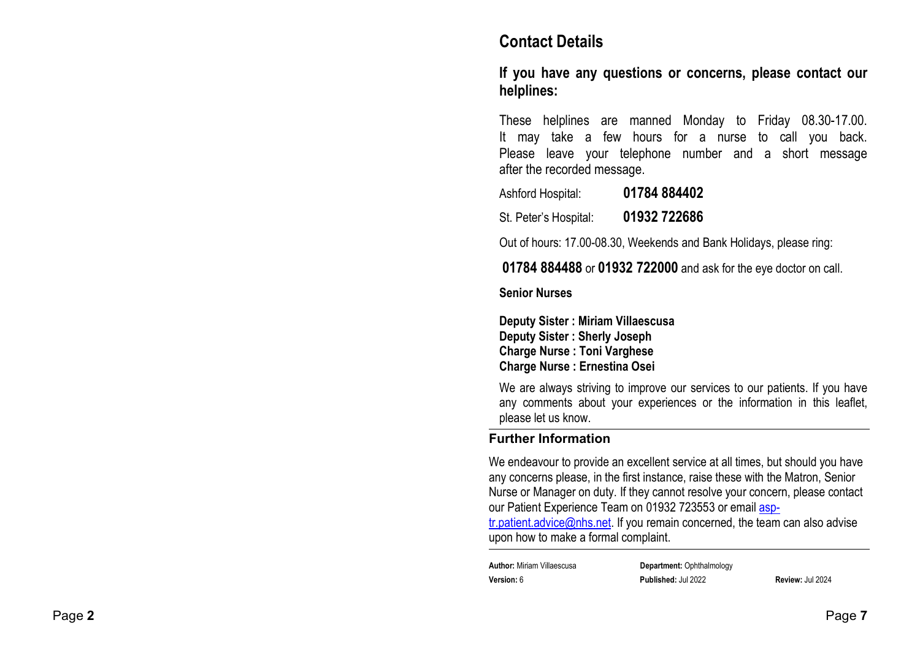## Contact Details

### If you have any questions or concerns, please contact our helplines:

These helplines are manned Monday to Friday 08.30-17.00. It may take a few hours for a nurse to call you back. Please leave your telephone number and a short message after the recorded message.

Ashford Hospital: **01784 884402**

St. Peter's Hospital: **01932 722686**

Out of hours: 17.00-08.30, Weekends and Bank Holidays, please ring:

**01784 884488** or **01932 722000** and ask for the eye doctor on call.

**Senior Nurses**

**Deputy Sister : Miriam Villaescusa**
**Deputy Sister : Sherly Joseph**
**Charge Nurse : Toni Varghese**
**Charge Nurse : Ernestina Osei**

We are always striving to improve our services to our patients. If you have any comments about your experiences or the information in this leaflet, please let us know.

### Further Information

We endeavour to provide an excellent service at all times, but should you have any concerns please, in the first instance, raise these with the Matron, Senior Nurse or Manager on duty. If they cannot resolve your concern, please contact our Patient Experience Team on 01932 723553 or email asp-tr.patient.advice@nhs.net. If you remain concerned, the team can also advise upon how to make a formal complaint.

**Author:** Miriam Villaescusa **Department:** Ophthalmology
**Version:** 6 **Published:** Jul 2022 **Review:** Jul 2024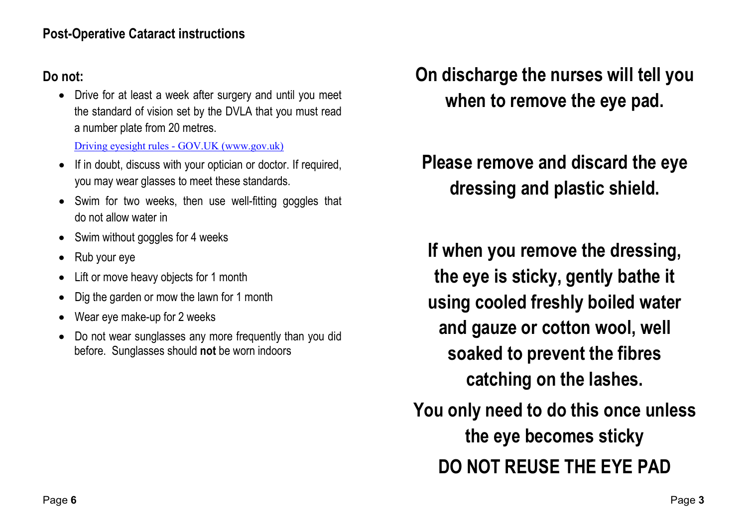## Post-Operative Cataract instructions

**Do not:**

- Drive for at least a week after surgery and until you meet the standard of vision set by the DVLA that you must read a number plate from 20 metres.

  [Driving eyesight rules - GOV.UK (www.gov.uk)](https://www.gov.uk)

- If in doubt, discuss with your optician or doctor. If required, you may wear glasses to meet these standards.
- Swim for two weeks, then use well-fitting goggles that do not allow water in
- Swim without goggles for 4 weeks
- Rub your eye
- Lift or move heavy objects for 1 month
- Dig the garden or mow the lawn for 1 month
- Wear eye make-up for 2 weeks
- Do not wear sunglasses any more frequently than you did before. Sunglasses should **not** be worn indoors

**On discharge the nurses will tell you when to remove the eye pad.**

**Please remove and discard the eye dressing and plastic shield.**

**If when you remove the dressing, the eye is sticky, gently bathe it using cooled freshly boiled water and gauze or cotton wool, well soaked to prevent the fibres catching on the lashes.**

**You only need to do this once unless the eye becomes sticky**

**DO NOT REUSE THE EYE PAD**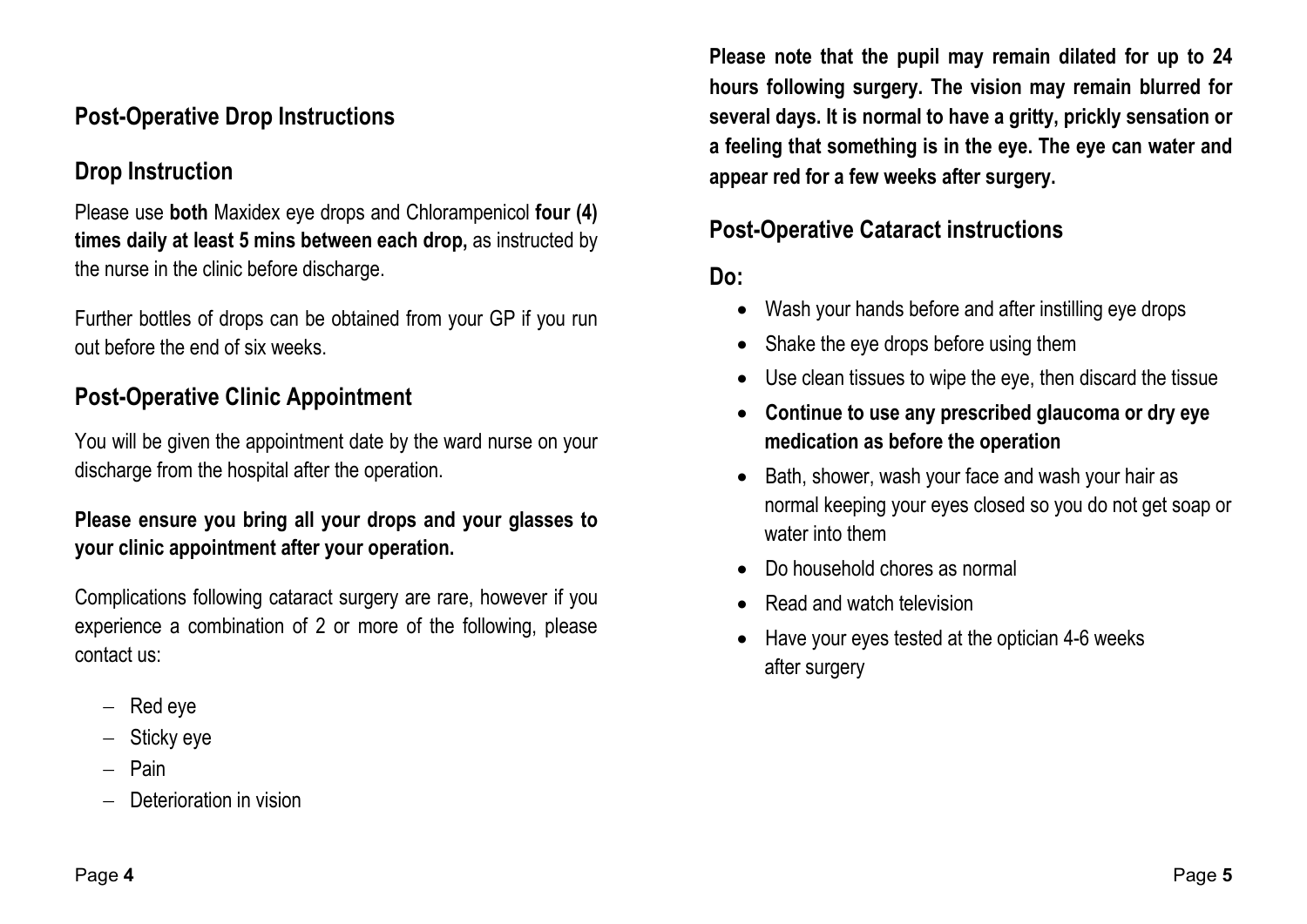## Post-Operative Drop Instructions

## Drop Instruction

Please use **both** Maxidex eye drops and Chlorampenicol **four (4) times daily at least 5 mins between each drop,** as instructed by the nurse in the clinic before discharge.

Further bottles of drops can be obtained from your GP if you run out before the end of six weeks.

## Post-Operative Clinic Appointment

You will be given the appointment date by the ward nurse on your discharge from the hospital after the operation.

**Please ensure you bring all your drops and your glasses to your clinic appointment after your operation.**

Complications following cataract surgery are rare, however if you experience a combination of 2 or more of the following, please contact us:

- Red eye
- Sticky eye
- Pain
- Deterioration in vision

**Please note that the pupil may remain dilated for up to 24 hours following surgery. The vision may remain blurred for several days. It is normal to have a gritty, prickly sensation or a feeling that something is in the eye. The eye can water and appear red for a few weeks after surgery.**

## Post-Operative Cataract instructions

### Do:

- Wash your hands before and after instilling eye drops
- Shake the eye drops before using them
- Use clean tissues to wipe the eye, then discard the tissue
- **Continue to use any prescribed glaucoma or dry eye medication as before the operation**
- Bath, shower, wash your face and wash your hair as normal keeping your eyes closed so you do not get soap or water into them
- Do household chores as normal
- Read and watch television
- Have your eyes tested at the optician 4-6 weeks after surgery